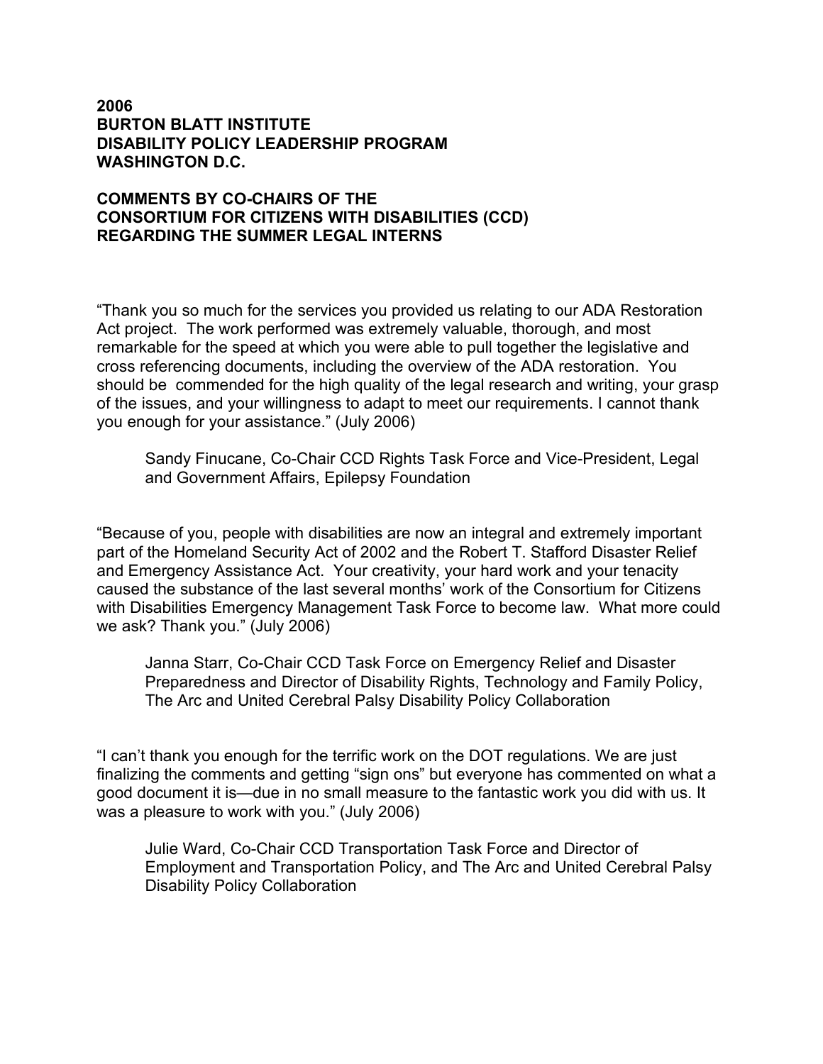**2006**
**BURTON BLATT INSTITUTE**
**DISABILITY POLICY LEADERSHIP PROGRAM**
**WASHINGTON D.C.**

**COMMENTS BY CO-CHAIRS OF THE**
**CONSORTIUM FOR CITIZENS WITH DISABILITIES (CCD)**
**REGARDING THE SUMMER LEGAL INTERNS**

"Thank you so much for the services you provided us relating to our ADA Restoration Act project. The work performed was extremely valuable, thorough, and most remarkable for the speed at which you were able to pull together the legislative and cross referencing documents, including the overview of the ADA restoration. You should be commended for the high quality of the legal research and writing, your grasp of the issues, and your willingness to adapt to meet our requirements. I cannot thank you enough for your assistance." (July 2006)

> Sandy Finucane, Co-Chair CCD Rights Task Force and Vice-President, Legal and Government Affairs, Epilepsy Foundation

"Because of you, people with disabilities are now an integral and extremely important part of the Homeland Security Act of 2002 and the Robert T. Stafford Disaster Relief and Emergency Assistance Act. Your creativity, your hard work and your tenacity caused the substance of the last several months' work of the Consortium for Citizens with Disabilities Emergency Management Task Force to become law. What more could we ask? Thank you." (July 2006)

> Janna Starr, Co-Chair CCD Task Force on Emergency Relief and Disaster Preparedness and Director of Disability Rights, Technology and Family Policy, The Arc and United Cerebral Palsy Disability Policy Collaboration

"I can't thank you enough for the terrific work on the DOT regulations. We are just finalizing the comments and getting "sign ons" but everyone has commented on what a good document it is—due in no small measure to the fantastic work you did with us. It was a pleasure to work with you." (July 2006)

> Julie Ward, Co-Chair CCD Transportation Task Force and Director of Employment and Transportation Policy, and The Arc and United Cerebral Palsy Disability Policy Collaboration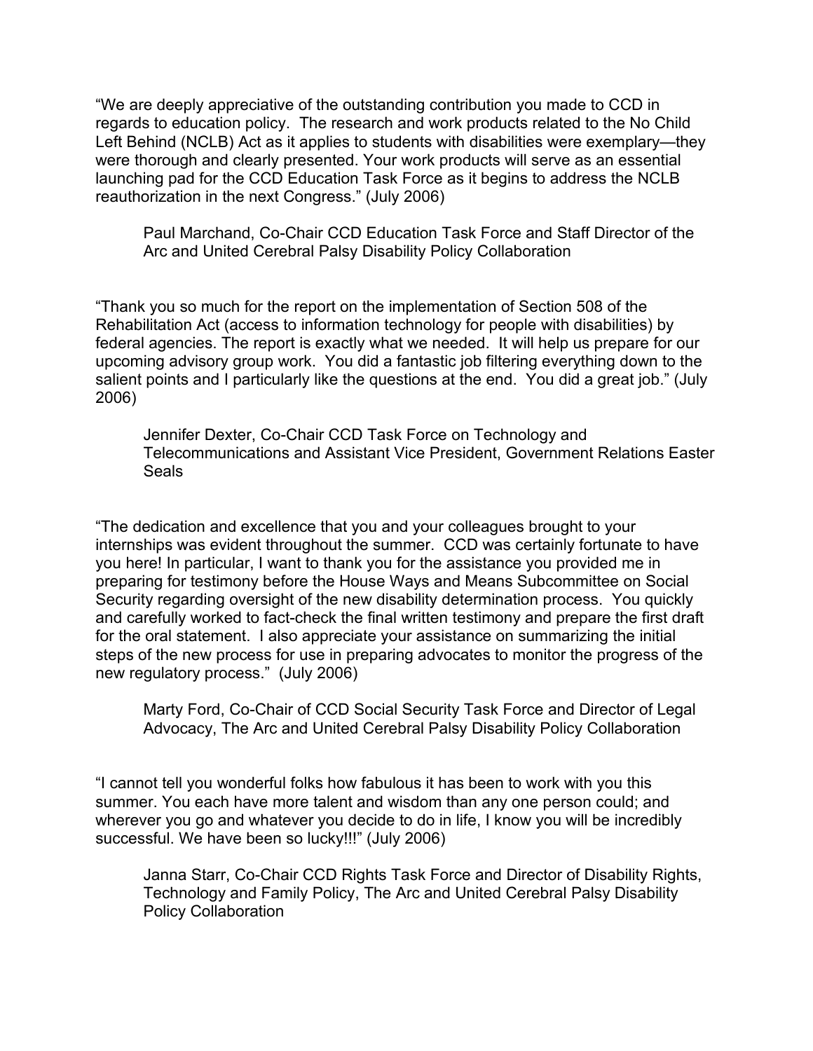"We are deeply appreciative of the outstanding contribution you made to CCD in regards to education policy. The research and work products related to the No Child Left Behind (NCLB) Act as it applies to students with disabilities were exemplary—they were thorough and clearly presented. Your work products will serve as an essential launching pad for the CCD Education Task Force as it begins to address the NCLB reauthorization in the next Congress." (July 2006)

> Paul Marchand, Co-Chair CCD Education Task Force and Staff Director of the Arc and United Cerebral Palsy Disability Policy Collaboration

"Thank you so much for the report on the implementation of Section 508 of the Rehabilitation Act (access to information technology for people with disabilities) by federal agencies. The report is exactly what we needed. It will help us prepare for our upcoming advisory group work. You did a fantastic job filtering everything down to the salient points and I particularly like the questions at the end. You did a great job." (July 2006)

> Jennifer Dexter, Co-Chair CCD Task Force on Technology and Telecommunications and Assistant Vice President, Government Relations Easter Seals

"The dedication and excellence that you and your colleagues brought to your internships was evident throughout the summer. CCD was certainly fortunate to have you here! In particular, I want to thank you for the assistance you provided me in preparing for testimony before the House Ways and Means Subcommittee on Social Security regarding oversight of the new disability determination process. You quickly and carefully worked to fact-check the final written testimony and prepare the first draft for the oral statement. I also appreciate your assistance on summarizing the initial steps of the new process for use in preparing advocates to monitor the progress of the new regulatory process." (July 2006)

> Marty Ford, Co-Chair of CCD Social Security Task Force and Director of Legal Advocacy, The Arc and United Cerebral Palsy Disability Policy Collaboration

"I cannot tell you wonderful folks how fabulous it has been to work with you this summer. You each have more talent and wisdom than any one person could; and wherever you go and whatever you decide to do in life, I know you will be incredibly successful. We have been so lucky!!!" (July 2006)

> Janna Starr, Co-Chair CCD Rights Task Force and Director of Disability Rights, Technology and Family Policy, The Arc and United Cerebral Palsy Disability Policy Collaboration